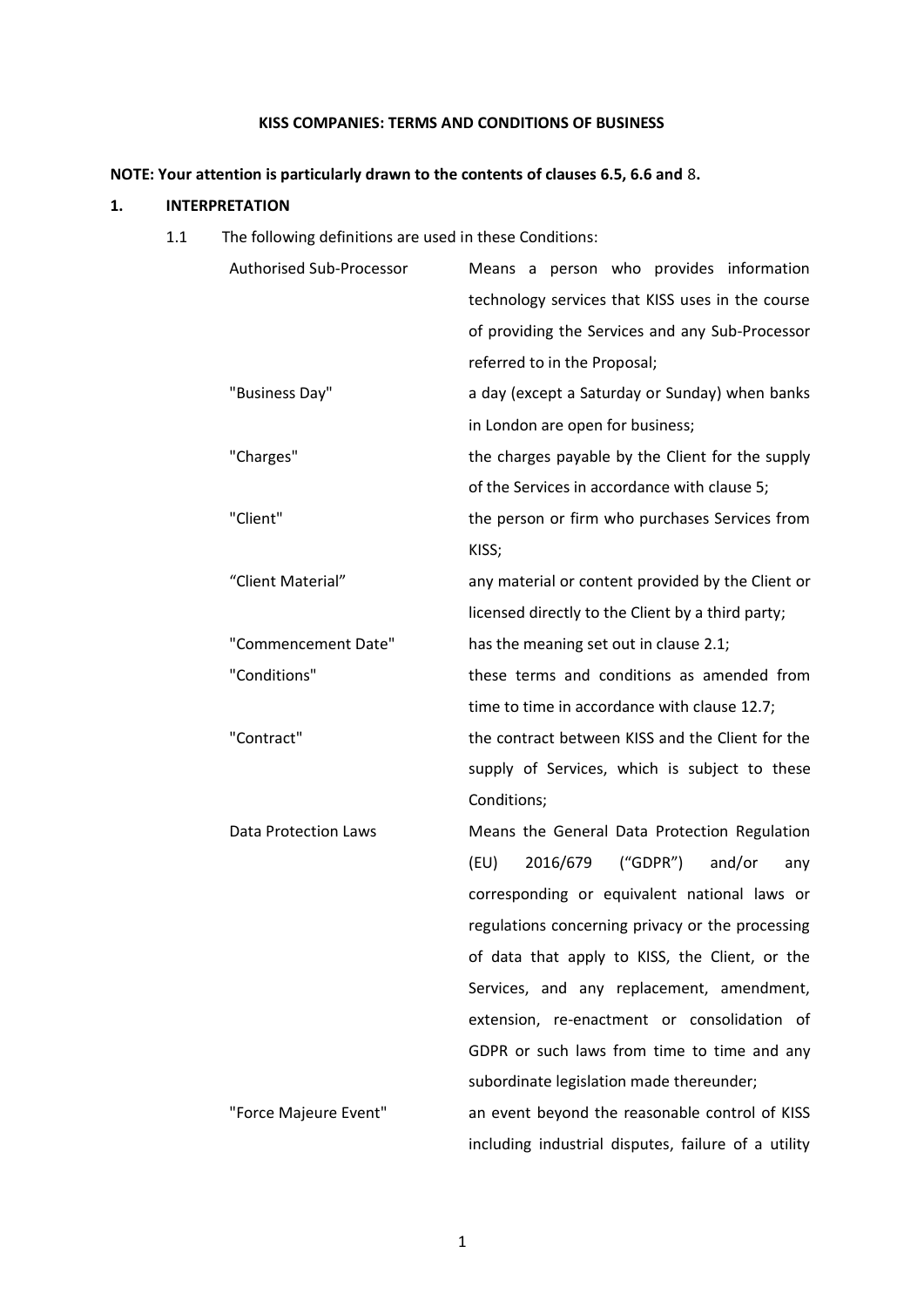**KISS COMPANIES: TERMS AND CONDITIONS OF BUSINESS**

**NOTE: Your attention is particularly drawn to the contents of clauses 6.5, 6.6 and 8.**

## 1. INTERPRETATION

1.1 The following definitions are used in these Conditions:

| Term | Definition |
|---|---|
| Authorised Sub-Processor | Means a person who provides information technology services that KISS uses in the course of providing the Services and any Sub-Processor referred to in the Proposal; |
| "Business Day" | a day (except a Saturday or Sunday) when banks in London are open for business; |
| "Charges" | the charges payable by the Client for the supply of the Services in accordance with clause 5; |
| "Client" | the person or firm who purchases Services from KISS; |
| "Client Material" | any material or content provided by the Client or licensed directly to the Client by a third party; |
| "Commencement Date" | has the meaning set out in clause 2.1; |
| "Conditions" | these terms and conditions as amended from time to time in accordance with clause 12.7; |
| "Contract" | the contract between KISS and the Client for the supply of Services, which is subject to these Conditions; |
| Data Protection Laws | Means the General Data Protection Regulation (EU) 2016/679 ("GDPR") and/or any corresponding or equivalent national laws or regulations concerning privacy or the processing of data that apply to KISS, the Client, or the Services, and any replacement, amendment, extension, re-enactment or consolidation of GDPR or such laws from time to time and any subordinate legislation made thereunder; |
| "Force Majeure Event" | an event beyond the reasonable control of KISS including industrial disputes, failure of a utility |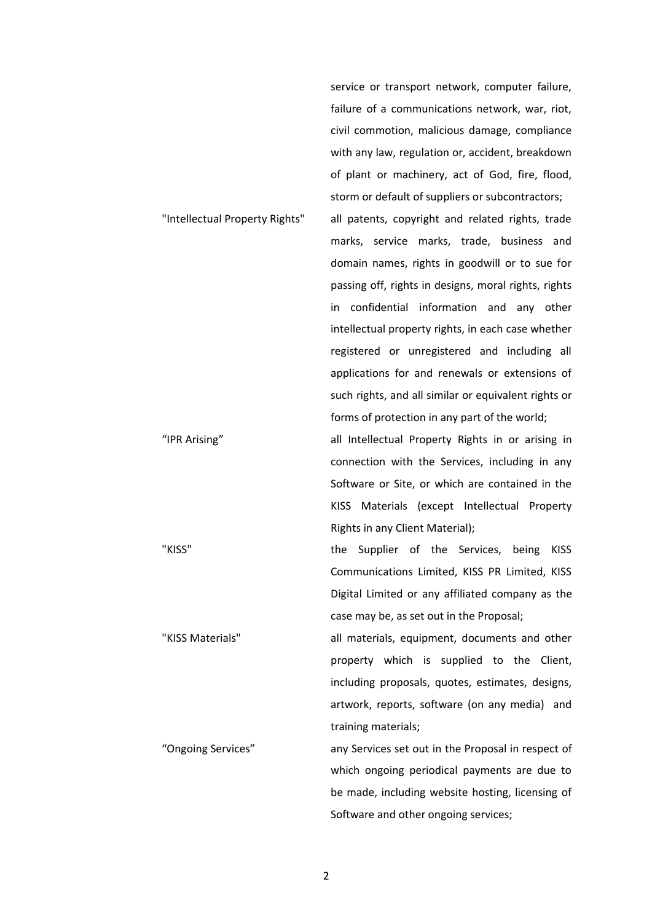service or transport network, computer failure, failure of a communications network, war, riot, civil commotion, malicious damage, compliance with any law, regulation or, accident, breakdown of plant or machinery, act of God, fire, flood, storm or default of suppliers or subcontractors;

| | |
|---|---|
| "Intellectual Property Rights" | all patents, copyright and related rights, trade marks, service marks, trade, business and domain names, rights in goodwill or to sue for passing off, rights in designs, moral rights, rights in confidential information and any other intellectual property rights, in each case whether registered or unregistered and including all applications for and renewals or extensions of such rights, and all similar or equivalent rights or forms of protection in any part of the world; |
| "IPR Arising" | all Intellectual Property Rights in or arising in connection with the Services, including in any Software or Site, or which are contained in the KISS Materials (except Intellectual Property Rights in any Client Material); |
| "KISS" | the Supplier of the Services, being KISS Communications Limited, KISS PR Limited, KISS Digital Limited or any affiliated company as the case may be, as set out in the Proposal; |
| "KISS Materials" | all materials, equipment, documents and other property which is supplied to the Client, including proposals, quotes, estimates, designs, artwork, reports, software (on any media) and training materials; |
| "Ongoing Services" | any Services set out in the Proposal in respect of which ongoing periodical payments are due to be made, including website hosting, licensing of Software and other ongoing services; |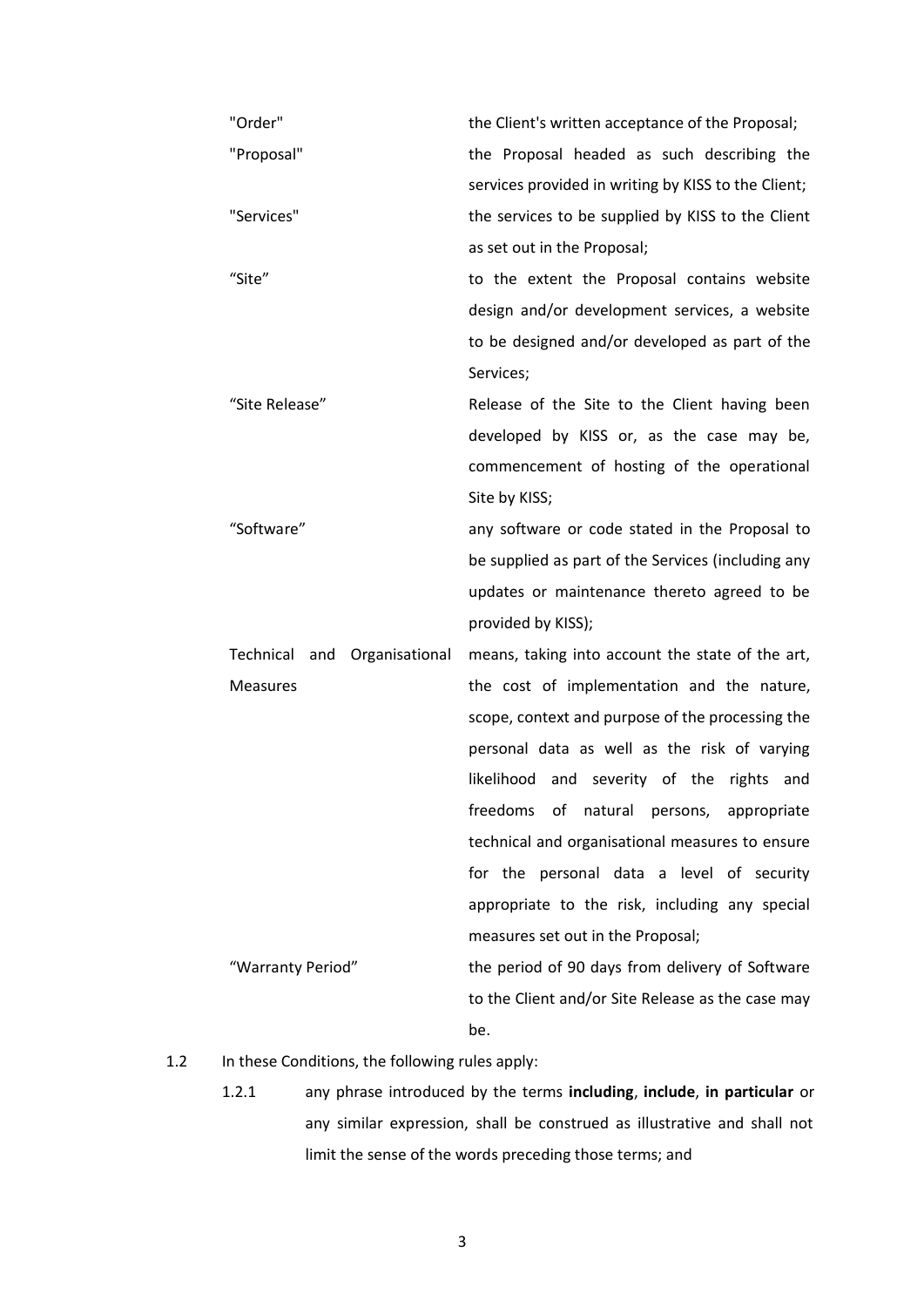| | |
|---|---|
| "Order" | the Client's written acceptance of the Proposal; |
| "Proposal" | the Proposal headed as such describing the services provided in writing by KISS to the Client; |
| "Services" | the services to be supplied by KISS to the Client as set out in the Proposal; |
| "Site" | to the extent the Proposal contains website design and/or development services, a website to be designed and/or developed as part of the Services; |
| "Site Release" | Release of the Site to the Client having been developed by KISS or, as the case may be, commencement of hosting of the operational Site by KISS; |
| "Software" | any software or code stated in the Proposal to be supplied as part of the Services (including any updates or maintenance thereto agreed to be provided by KISS); |
| Technical and Organisational Measures | means, taking into account the state of the art, the cost of implementation and the nature, scope, context and purpose of the processing the personal data as well as the risk of varying likelihood and severity of the rights and freedoms of natural persons, appropriate technical and organisational measures to ensure for the personal data a level of security appropriate to the risk, including any special measures set out in the Proposal; |
| "Warranty Period" | the period of 90 days from delivery of Software to the Client and/or Site Release as the case may be. |

1.2 In these Conditions, the following rules apply:

1.2.1 any phrase introduced by the terms **including**, **include**, **in particular** or any similar expression, shall be construed as illustrative and shall not limit the sense of the words preceding those terms; and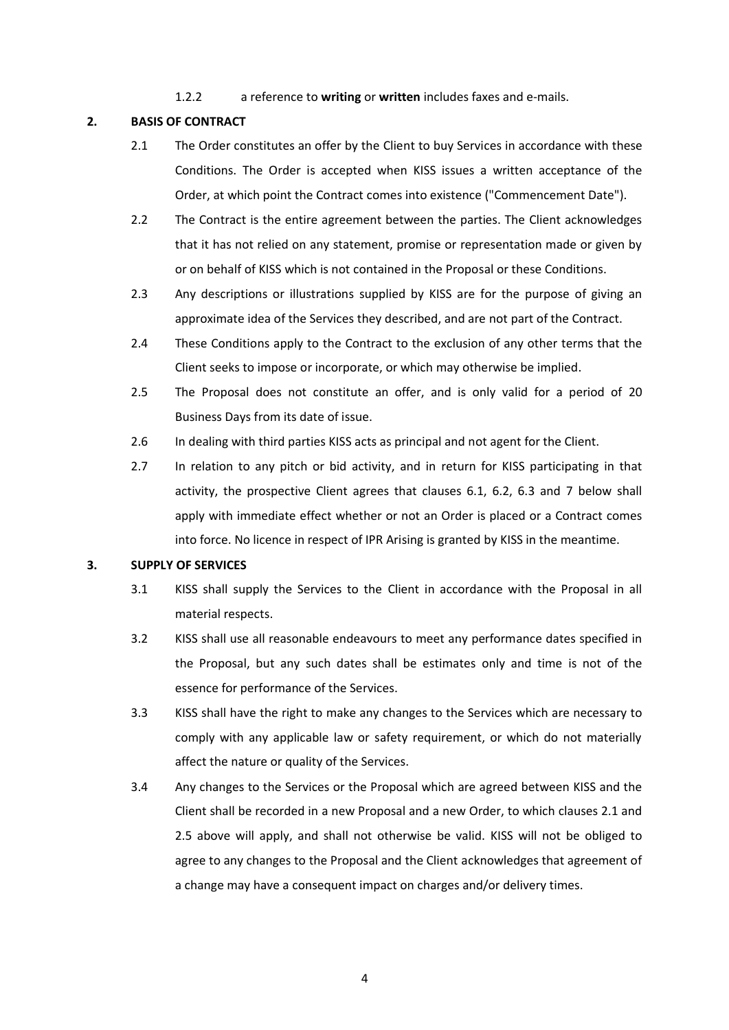1.2.2 a reference to **writing** or **written** includes faxes and e-mails.

## 2. BASIS OF CONTRACT

2.1 The Order constitutes an offer by the Client to buy Services in accordance with these Conditions. The Order is accepted when KISS issues a written acceptance of the Order, at which point the Contract comes into existence ("Commencement Date").

2.2 The Contract is the entire agreement between the parties. The Client acknowledges that it has not relied on any statement, promise or representation made or given by or on behalf of KISS which is not contained in the Proposal or these Conditions.

2.3 Any descriptions or illustrations supplied by KISS are for the purpose of giving an approximate idea of the Services they described, and are not part of the Contract.

2.4 These Conditions apply to the Contract to the exclusion of any other terms that the Client seeks to impose or incorporate, or which may otherwise be implied.

2.5 The Proposal does not constitute an offer, and is only valid for a period of 20 Business Days from its date of issue.

2.6 In dealing with third parties KISS acts as principal and not agent for the Client.

2.7 In relation to any pitch or bid activity, and in return for KISS participating in that activity, the prospective Client agrees that clauses 6.1, 6.2, 6.3 and 7 below shall apply with immediate effect whether or not an Order is placed or a Contract comes into force. No licence in respect of IPR Arising is granted by KISS in the meantime.

## 3. SUPPLY OF SERVICES

3.1 KISS shall supply the Services to the Client in accordance with the Proposal in all material respects.

3.2 KISS shall use all reasonable endeavours to meet any performance dates specified in the Proposal, but any such dates shall be estimates only and time is not of the essence for performance of the Services.

3.3 KISS shall have the right to make any changes to the Services which are necessary to comply with any applicable law or safety requirement, or which do not materially affect the nature or quality of the Services.

3.4 Any changes to the Services or the Proposal which are agreed between KISS and the Client shall be recorded in a new Proposal and a new Order, to which clauses 2.1 and 2.5 above will apply, and shall not otherwise be valid. KISS will not be obliged to agree to any changes to the Proposal and the Client acknowledges that agreement of a change may have a consequent impact on charges and/or delivery times.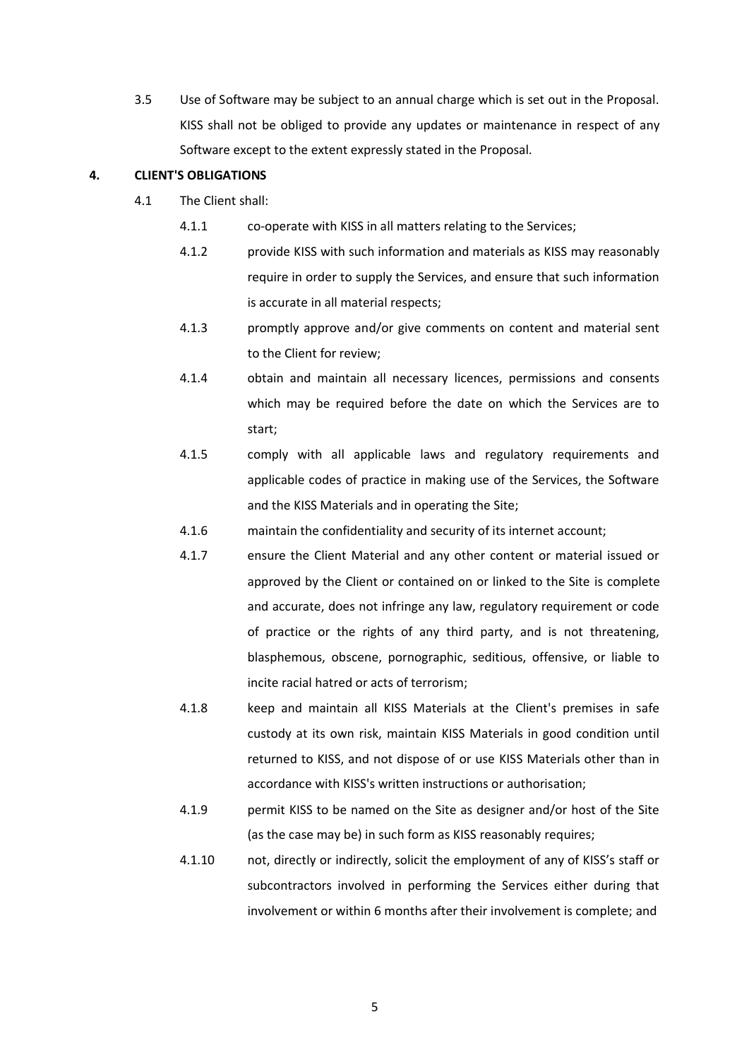3.5 Use of Software may be subject to an annual charge which is set out in the Proposal. KISS shall not be obliged to provide any updates or maintenance in respect of any Software except to the extent expressly stated in the Proposal.

## 4. CLIENT'S OBLIGATIONS

4.1 The Client shall:

4.1.1 co-operate with KISS in all matters relating to the Services;

4.1.2 provide KISS with such information and materials as KISS may reasonably require in order to supply the Services, and ensure that such information is accurate in all material respects;

4.1.3 promptly approve and/or give comments on content and material sent to the Client for review;

4.1.4 obtain and maintain all necessary licences, permissions and consents which may be required before the date on which the Services are to start;

4.1.5 comply with all applicable laws and regulatory requirements and applicable codes of practice in making use of the Services, the Software and the KISS Materials and in operating the Site;

4.1.6 maintain the confidentiality and security of its internet account;

4.1.7 ensure the Client Material and any other content or material issued or approved by the Client or contained on or linked to the Site is complete and accurate, does not infringe any law, regulatory requirement or code of practice or the rights of any third party, and is not threatening, blasphemous, obscene, pornographic, seditious, offensive, or liable to incite racial hatred or acts of terrorism;

4.1.8 keep and maintain all KISS Materials at the Client's premises in safe custody at its own risk, maintain KISS Materials in good condition until returned to KISS, and not dispose of or use KISS Materials other than in accordance with KISS's written instructions or authorisation;

4.1.9 permit KISS to be named on the Site as designer and/or host of the Site (as the case may be) in such form as KISS reasonably requires;

4.1.10 not, directly or indirectly, solicit the employment of any of KISS's staff or subcontractors involved in performing the Services either during that involvement or within 6 months after their involvement is complete; and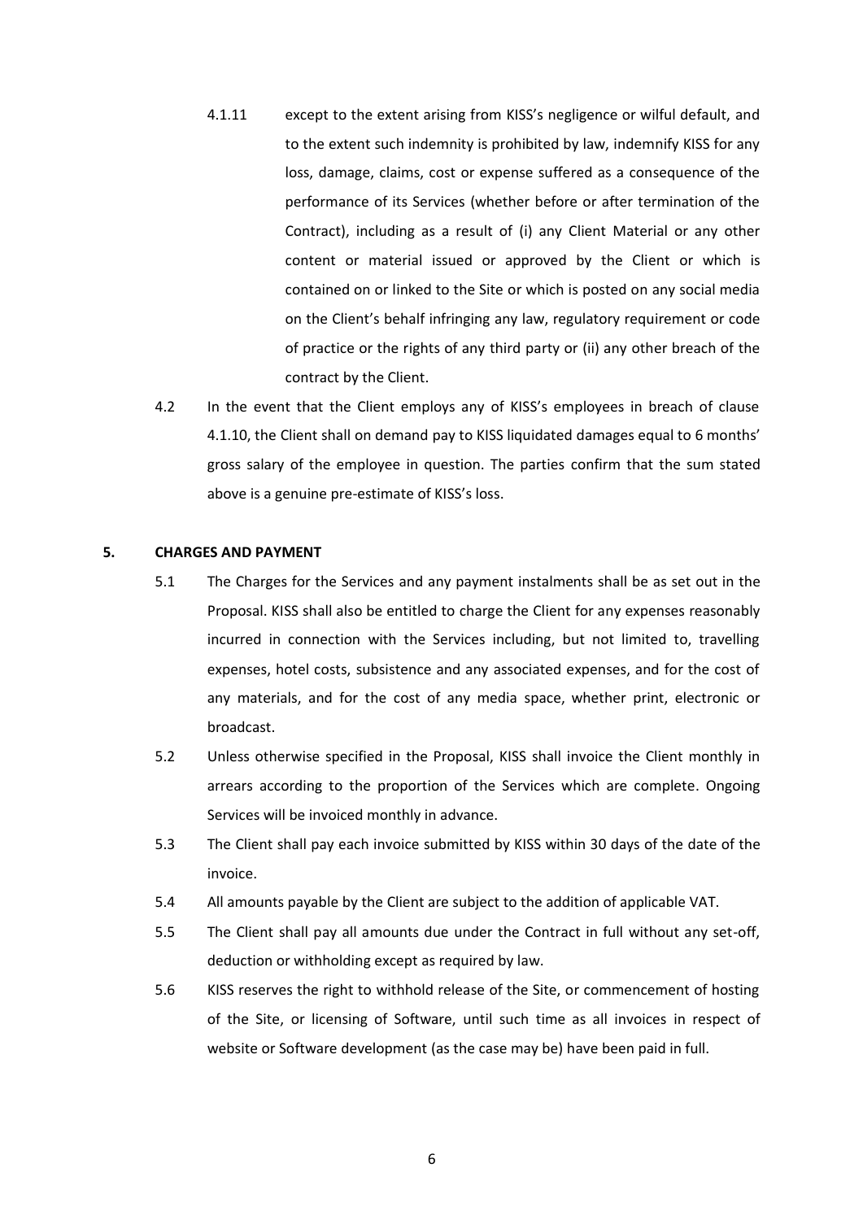4.1.11 except to the extent arising from KISS's negligence or wilful default, and to the extent such indemnity is prohibited by law, indemnify KISS for any loss, damage, claims, cost or expense suffered as a consequence of the performance of its Services (whether before or after termination of the Contract), including as a result of (i) any Client Material or any other content or material issued or approved by the Client or which is contained on or linked to the Site or which is posted on any social media on the Client's behalf infringing any law, regulatory requirement or code of practice or the rights of any third party or (ii) any other breach of the contract by the Client.

4.2 In the event that the Client employs any of KISS's employees in breach of clause 4.1.10, the Client shall on demand pay to KISS liquidated damages equal to 6 months' gross salary of the employee in question. The parties confirm that the sum stated above is a genuine pre-estimate of KISS's loss.

**5. CHARGES AND PAYMENT**

5.1 The Charges for the Services and any payment instalments shall be as set out in the Proposal. KISS shall also be entitled to charge the Client for any expenses reasonably incurred in connection with the Services including, but not limited to, travelling expenses, hotel costs, subsistence and any associated expenses, and for the cost of any materials, and for the cost of any media space, whether print, electronic or broadcast.

5.2 Unless otherwise specified in the Proposal, KISS shall invoice the Client monthly in arrears according to the proportion of the Services which are complete. Ongoing Services will be invoiced monthly in advance.

5.3 The Client shall pay each invoice submitted by KISS within 30 days of the date of the invoice.

5.4 All amounts payable by the Client are subject to the addition of applicable VAT.

5.5 The Client shall pay all amounts due under the Contract in full without any set-off, deduction or withholding except as required by law.

5.6 KISS reserves the right to withhold release of the Site, or commencement of hosting of the Site, or licensing of Software, until such time as all invoices in respect of website or Software development (as the case may be) have been paid in full.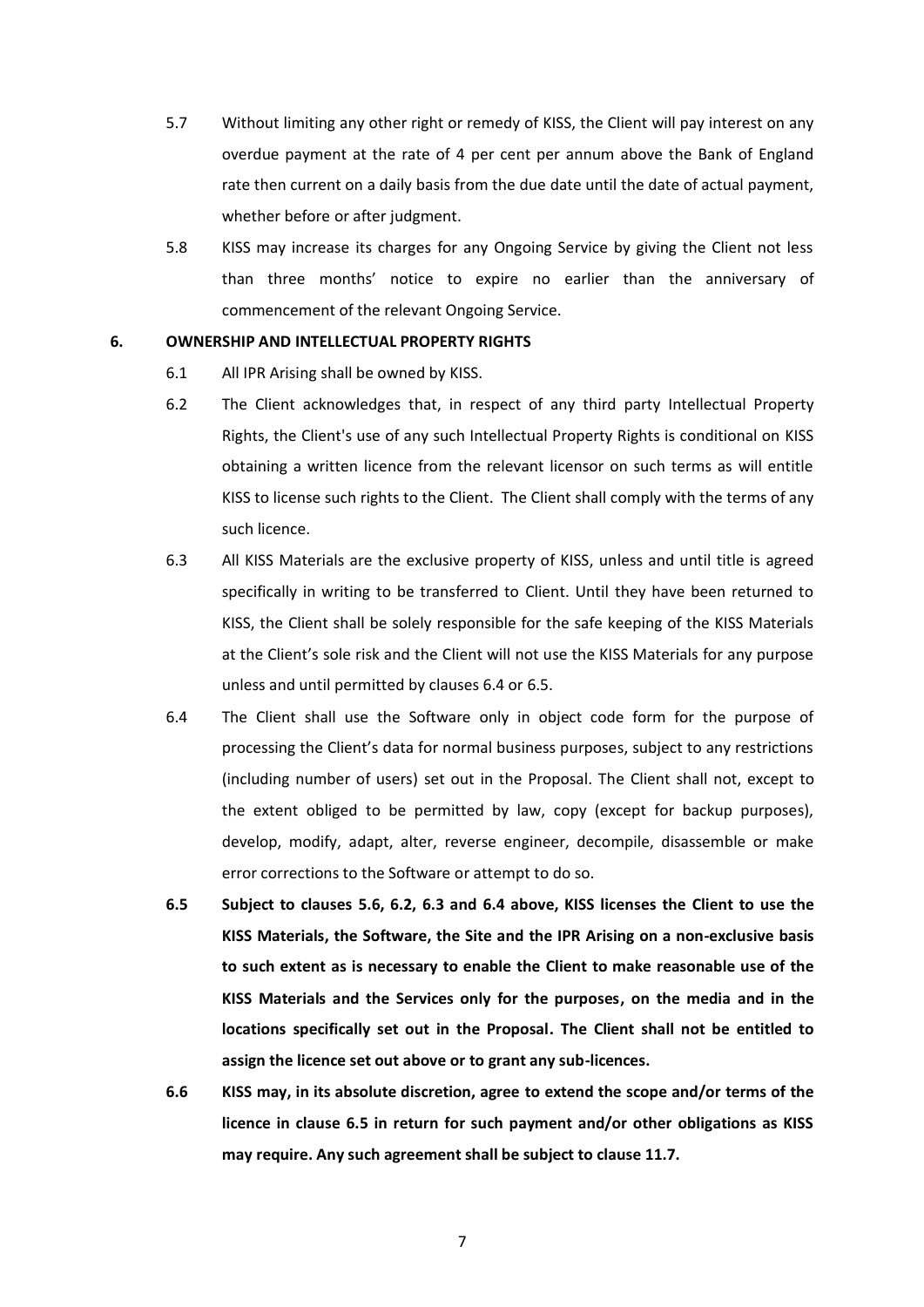5.7 Without limiting any other right or remedy of KISS, the Client will pay interest on any overdue payment at the rate of 4 per cent per annum above the Bank of England rate then current on a daily basis from the due date until the date of actual payment, whether before or after judgment.

5.8 KISS may increase its charges for any Ongoing Service by giving the Client not less than three months' notice to expire no earlier than the anniversary of commencement of the relevant Ongoing Service.

## 6. OWNERSHIP AND INTELLECTUAL PROPERTY RIGHTS

6.1 All IPR Arising shall be owned by KISS.

6.2 The Client acknowledges that, in respect of any third party Intellectual Property Rights, the Client's use of any such Intellectual Property Rights is conditional on KISS obtaining a written licence from the relevant licensor on such terms as will entitle KISS to license such rights to the Client. The Client shall comply with the terms of any such licence.

6.3 All KISS Materials are the exclusive property of KISS, unless and until title is agreed specifically in writing to be transferred to Client. Until they have been returned to KISS, the Client shall be solely responsible for the safe keeping of the KISS Materials at the Client's sole risk and the Client will not use the KISS Materials for any purpose unless and until permitted by clauses 6.4 or 6.5.

6.4 The Client shall use the Software only in object code form for the purpose of processing the Client's data for normal business purposes, subject to any restrictions (including number of users) set out in the Proposal. The Client shall not, except to the extent obliged to be permitted by law, copy (except for backup purposes), develop, modify, adapt, alter, reverse engineer, decompile, disassemble or make error corrections to the Software or attempt to do so.

**6.5 Subject to clauses 5.6, 6.2, 6.3 and 6.4 above, KISS licenses the Client to use the KISS Materials, the Software, the Site and the IPR Arising on a non-exclusive basis to such extent as is necessary to enable the Client to make reasonable use of the KISS Materials and the Services only for the purposes, on the media and in the locations specifically set out in the Proposal. The Client shall not be entitled to assign the licence set out above or to grant any sub-licences.**

**6.6 KISS may, in its absolute discretion, agree to extend the scope and/or terms of the licence in clause 6.5 in return for such payment and/or other obligations as KISS may require. Any such agreement shall be subject to clause 11.7.**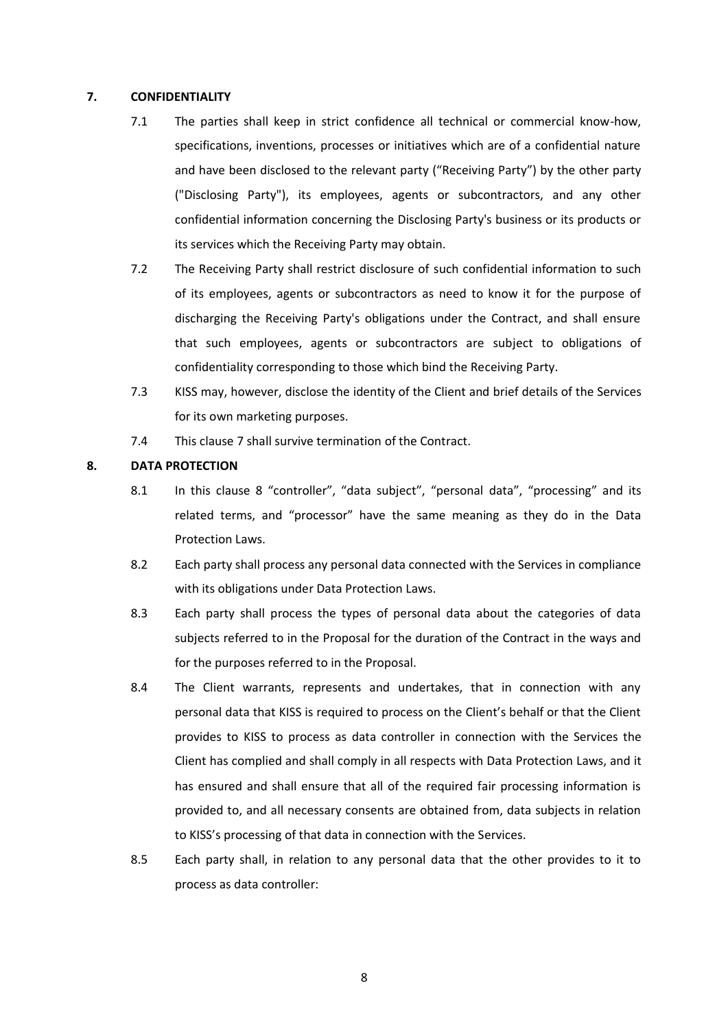## 7. CONFIDENTIALITY

7.1 The parties shall keep in strict confidence all technical or commercial know-how, specifications, inventions, processes or initiatives which are of a confidential nature and have been disclosed to the relevant party ("Receiving Party") by the other party ("Disclosing Party"), its employees, agents or subcontractors, and any other confidential information concerning the Disclosing Party's business or its products or its services which the Receiving Party may obtain.

7.2 The Receiving Party shall restrict disclosure of such confidential information to such of its employees, agents or subcontractors as need to know it for the purpose of discharging the Receiving Party's obligations under the Contract, and shall ensure that such employees, agents or subcontractors are subject to obligations of confidentiality corresponding to those which bind the Receiving Party.

7.3 KISS may, however, disclose the identity of the Client and brief details of the Services for its own marketing purposes.

7.4 This clause 7 shall survive termination of the Contract.

## 8. DATA PROTECTION

8.1 In this clause 8 "controller", "data subject", "personal data", "processing" and its related terms, and "processor" have the same meaning as they do in the Data Protection Laws.

8.2 Each party shall process any personal data connected with the Services in compliance with its obligations under Data Protection Laws.

8.3 Each party shall process the types of personal data about the categories of data subjects referred to in the Proposal for the duration of the Contract in the ways and for the purposes referred to in the Proposal.

8.4 The Client warrants, represents and undertakes, that in connection with any personal data that KISS is required to process on the Client's behalf or that the Client provides to KISS to process as data controller in connection with the Services the Client has complied and shall comply in all respects with Data Protection Laws, and it has ensured and shall ensure that all of the required fair processing information is provided to, and all necessary consents are obtained from, data subjects in relation to KISS's processing of that data in connection with the Services.

8.5 Each party shall, in relation to any personal data that the other provides to it to process as data controller: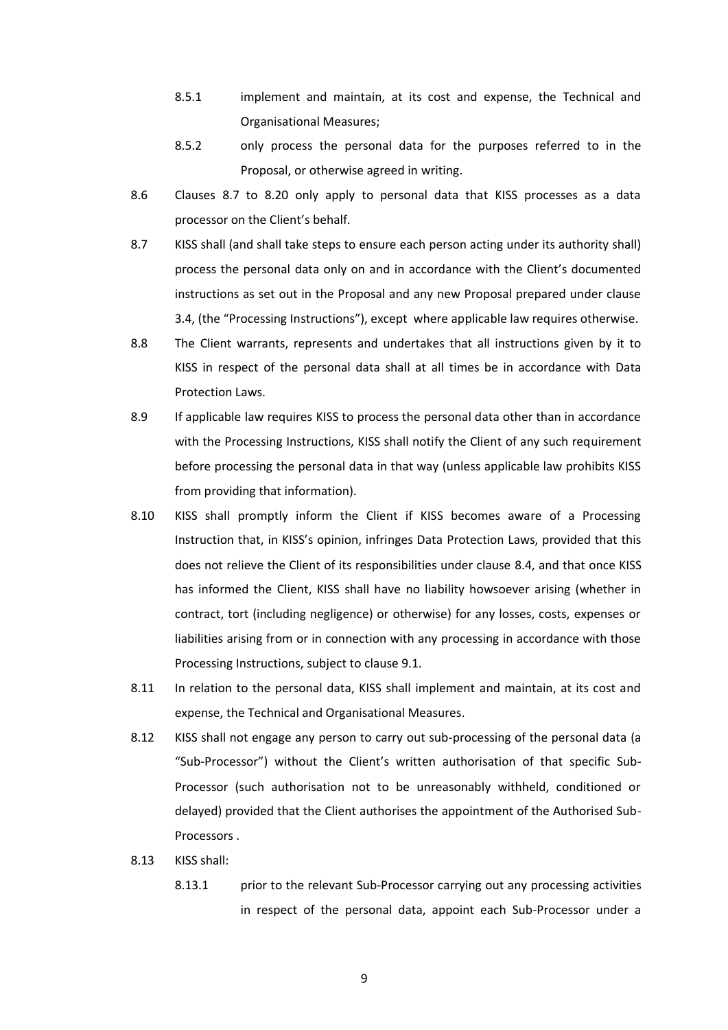8.5.1 implement and maintain, at its cost and expense, the Technical and Organisational Measures;

8.5.2 only process the personal data for the purposes referred to in the Proposal, or otherwise agreed in writing.

8.6 Clauses 8.7 to 8.20 only apply to personal data that KISS processes as a data processor on the Client's behalf.

8.7 KISS shall (and shall take steps to ensure each person acting under its authority shall) process the personal data only on and in accordance with the Client's documented instructions as set out in the Proposal and any new Proposal prepared under clause 3.4, (the "Processing Instructions"), except where applicable law requires otherwise.

8.8 The Client warrants, represents and undertakes that all instructions given by it to KISS in respect of the personal data shall at all times be in accordance with Data Protection Laws.

8.9 If applicable law requires KISS to process the personal data other than in accordance with the Processing Instructions, KISS shall notify the Client of any such requirement before processing the personal data in that way (unless applicable law prohibits KISS from providing that information).

8.10 KISS shall promptly inform the Client if KISS becomes aware of a Processing Instruction that, in KISS's opinion, infringes Data Protection Laws, provided that this does not relieve the Client of its responsibilities under clause 8.4, and that once KISS has informed the Client, KISS shall have no liability howsoever arising (whether in contract, tort (including negligence) or otherwise) for any losses, costs, expenses or liabilities arising from or in connection with any processing in accordance with those Processing Instructions, subject to clause 9.1.

8.11 In relation to the personal data, KISS shall implement and maintain, at its cost and expense, the Technical and Organisational Measures.

8.12 KISS shall not engage any person to carry out sub-processing of the personal data (a "Sub-Processor") without the Client's written authorisation of that specific Sub-Processor (such authorisation not to be unreasonably withheld, conditioned or delayed) provided that the Client authorises the appointment of the Authorised Sub-Processors .

8.13 KISS shall:

8.13.1 prior to the relevant Sub-Processor carrying out any processing activities in respect of the personal data, appoint each Sub-Processor under a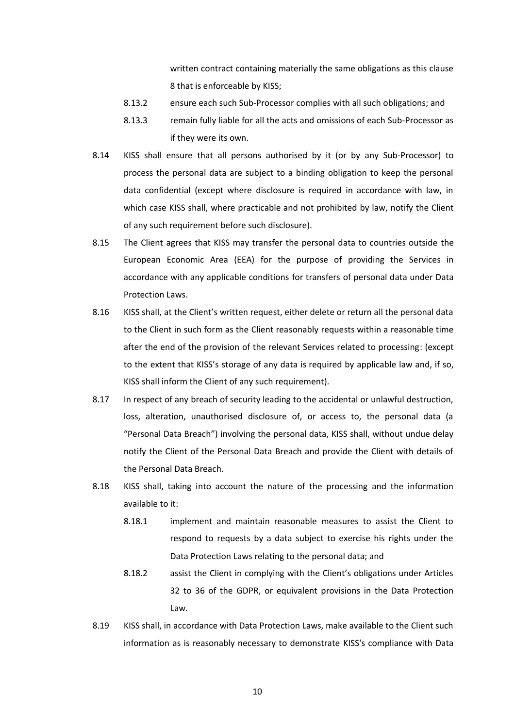written contract containing materially the same obligations as this clause 8 that is enforceable by KISS;

8.13.2 ensure each such Sub-Processor complies with all such obligations; and

8.13.3 remain fully liable for all the acts and omissions of each Sub-Processor as if they were its own.

8.14 KISS shall ensure that all persons authorised by it (or by any Sub-Processor) to process the personal data are subject to a binding obligation to keep the personal data confidential (except where disclosure is required in accordance with law, in which case KISS shall, where practicable and not prohibited by law, notify the Client of any such requirement before such disclosure).

8.15 The Client agrees that KISS may transfer the personal data to countries outside the European Economic Area (EEA) for the purpose of providing the Services in accordance with any applicable conditions for transfers of personal data under Data Protection Laws.

8.16 KISS shall, at the Client's written request, either delete or return all the personal data to the Client in such form as the Client reasonably requests within a reasonable time after the end of the provision of the relevant Services related to processing: (except to the extent that KISS's storage of any data is required by applicable law and, if so, KISS shall inform the Client of any such requirement).

8.17 In respect of any breach of security leading to the accidental or unlawful destruction, loss, alteration, unauthorised disclosure of, or access to, the personal data (a "Personal Data Breach") involving the personal data, KISS shall, without undue delay notify the Client of the Personal Data Breach and provide the Client with details of the Personal Data Breach.

8.18 KISS shall, taking into account the nature of the processing and the information available to it:

8.18.1 implement and maintain reasonable measures to assist the Client to respond to requests by a data subject to exercise his rights under the Data Protection Laws relating to the personal data; and

8.18.2 assist the Client in complying with the Client's obligations under Articles 32 to 36 of the GDPR, or equivalent provisions in the Data Protection Law.

8.19 KISS shall, in accordance with Data Protection Laws, make available to the Client such information as is reasonably necessary to demonstrate KISS's compliance with Data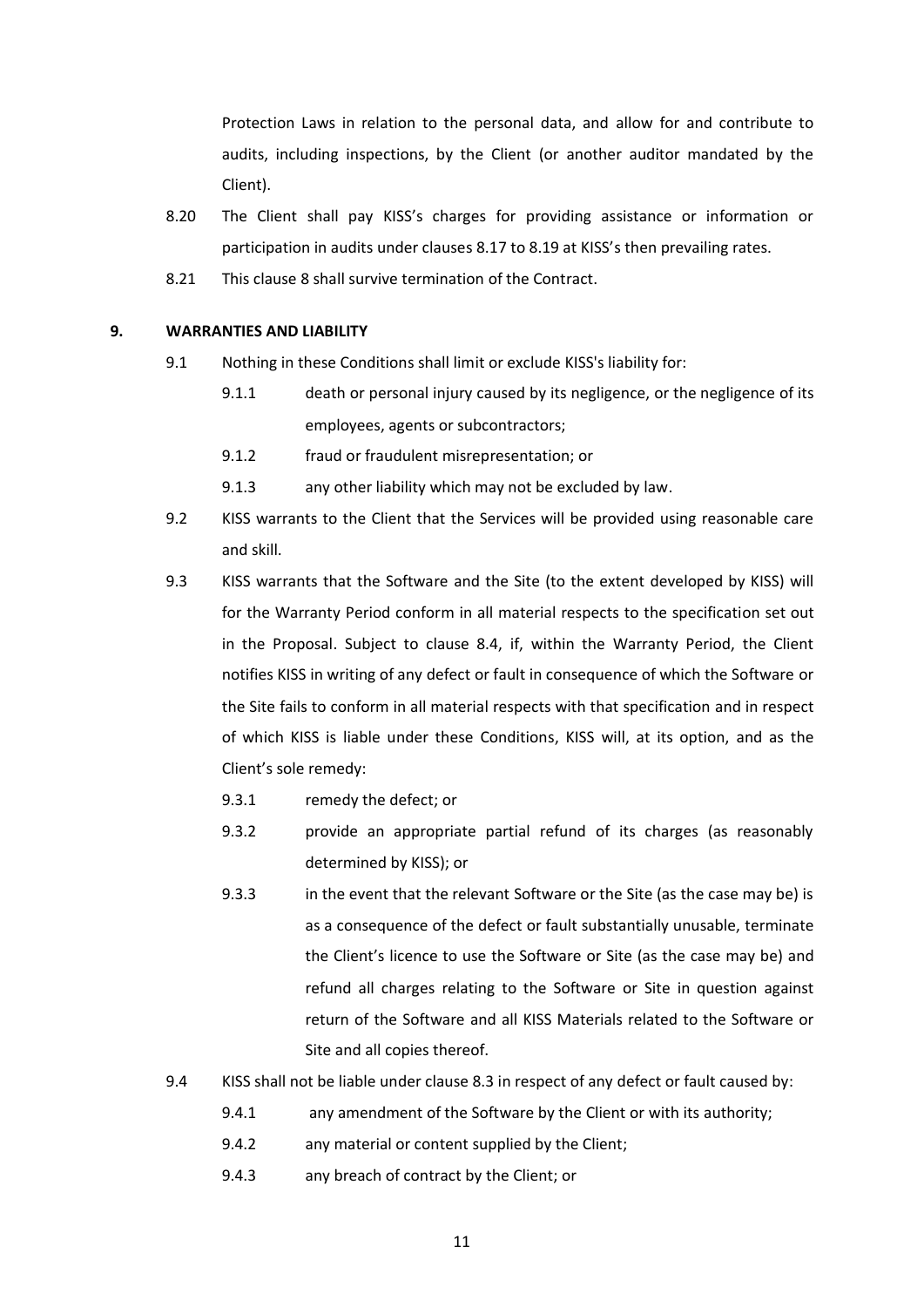Protection Laws in relation to the personal data, and allow for and contribute to audits, including inspections, by the Client (or another auditor mandated by the Client).

8.20 The Client shall pay KISS's charges for providing assistance or information or participation in audits under clauses 8.17 to 8.19 at KISS's then prevailing rates.

8.21 This clause 8 shall survive termination of the Contract.

## 9. WARRANTIES AND LIABILITY

9.1 Nothing in these Conditions shall limit or exclude KISS's liability for:

9.1.1 death or personal injury caused by its negligence, or the negligence of its employees, agents or subcontractors;

9.1.2 fraud or fraudulent misrepresentation; or

9.1.3 any other liability which may not be excluded by law.

9.2 KISS warrants to the Client that the Services will be provided using reasonable care and skill.

9.3 KISS warrants that the Software and the Site (to the extent developed by KISS) will for the Warranty Period conform in all material respects to the specification set out in the Proposal. Subject to clause 8.4, if, within the Warranty Period, the Client notifies KISS in writing of any defect or fault in consequence of which the Software or the Site fails to conform in all material respects with that specification and in respect of which KISS is liable under these Conditions, KISS will, at its option, and as the Client's sole remedy:

9.3.1 remedy the defect; or

9.3.2 provide an appropriate partial refund of its charges (as reasonably determined by KISS); or

9.3.3 in the event that the relevant Software or the Site (as the case may be) is as a consequence of the defect or fault substantially unusable, terminate the Client's licence to use the Software or Site (as the case may be) and refund all charges relating to the Software or Site in question against return of the Software and all KISS Materials related to the Software or Site and all copies thereof.

9.4 KISS shall not be liable under clause 8.3 in respect of any defect or fault caused by:

9.4.1 any amendment of the Software by the Client or with its authority;

9.4.2 any material or content supplied by the Client;

9.4.3 any breach of contract by the Client; or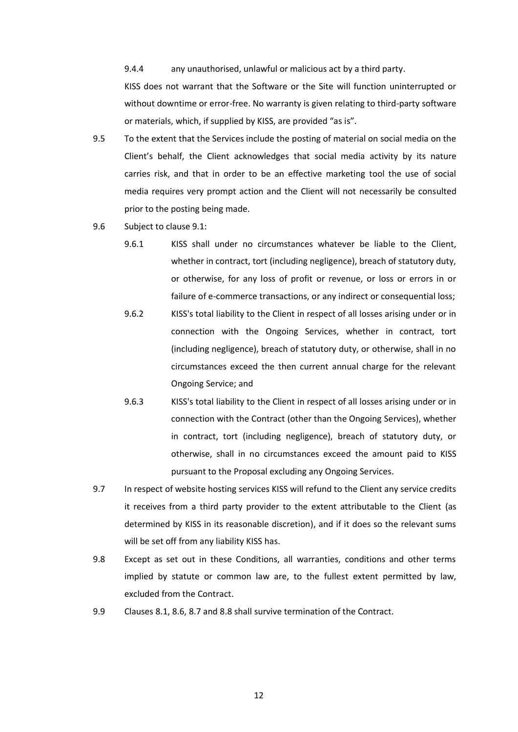9.4.4 any unauthorised, unlawful or malicious act by a third party.

KISS does not warrant that the Software or the Site will function uninterrupted or without downtime or error-free. No warranty is given relating to third-party software or materials, which, if supplied by KISS, are provided "as is".

9.5 To the extent that the Services include the posting of material on social media on the Client's behalf, the Client acknowledges that social media activity by its nature carries risk, and that in order to be an effective marketing tool the use of social media requires very prompt action and the Client will not necessarily be consulted prior to the posting being made.

9.6 Subject to clause 9.1:

9.6.1 KISS shall under no circumstances whatever be liable to the Client, whether in contract, tort (including negligence), breach of statutory duty, or otherwise, for any loss of profit or revenue, or loss or errors in or failure of e-commerce transactions, or any indirect or consequential loss;

9.6.2 KISS's total liability to the Client in respect of all losses arising under or in connection with the Ongoing Services, whether in contract, tort (including negligence), breach of statutory duty, or otherwise, shall in no circumstances exceed the then current annual charge for the relevant Ongoing Service; and

9.6.3 KISS's total liability to the Client in respect of all losses arising under or in connection with the Contract (other than the Ongoing Services), whether in contract, tort (including negligence), breach of statutory duty, or otherwise, shall in no circumstances exceed the amount paid to KISS pursuant to the Proposal excluding any Ongoing Services.

9.7 In respect of website hosting services KISS will refund to the Client any service credits it receives from a third party provider to the extent attributable to the Client (as determined by KISS in its reasonable discretion), and if it does so the relevant sums will be set off from any liability KISS has.

9.8 Except as set out in these Conditions, all warranties, conditions and other terms implied by statute or common law are, to the fullest extent permitted by law, excluded from the Contract.

9.9 Clauses 8.1, 8.6, 8.7 and 8.8 shall survive termination of the Contract.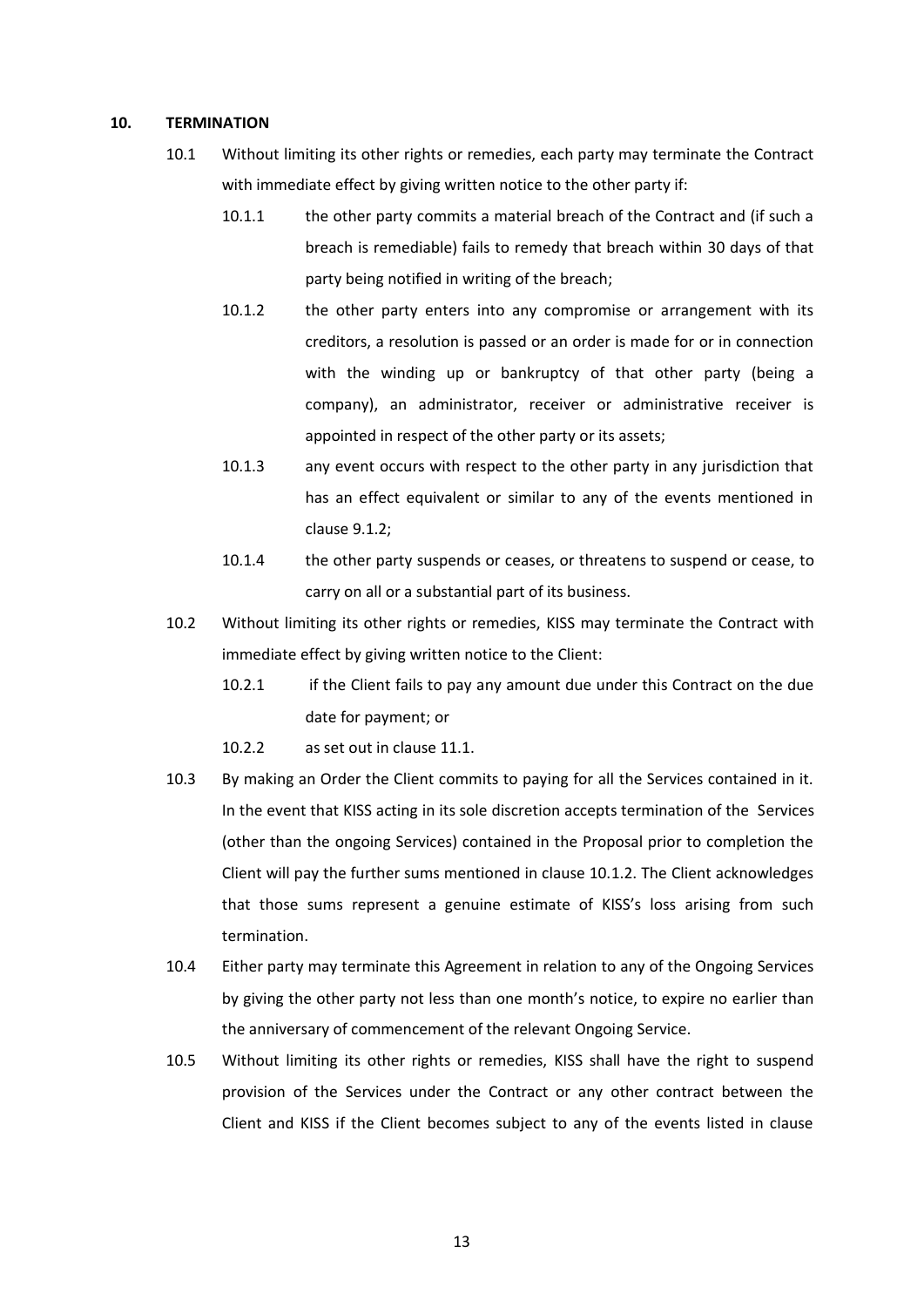## 10. TERMINATION

10.1 Without limiting its other rights or remedies, each party may terminate the Contract with immediate effect by giving written notice to the other party if:

10.1.1 the other party commits a material breach of the Contract and (if such a breach is remediable) fails to remedy that breach within 30 days of that party being notified in writing of the breach;

10.1.2 the other party enters into any compromise or arrangement with its creditors, a resolution is passed or an order is made for or in connection with the winding up or bankruptcy of that other party (being a company), an administrator, receiver or administrative receiver is appointed in respect of the other party or its assets;

10.1.3 any event occurs with respect to the other party in any jurisdiction that has an effect equivalent or similar to any of the events mentioned in clause 9.1.2;

10.1.4 the other party suspends or ceases, or threatens to suspend or cease, to carry on all or a substantial part of its business.

10.2 Without limiting its other rights or remedies, KISS may terminate the Contract with immediate effect by giving written notice to the Client:

10.2.1 if the Client fails to pay any amount due under this Contract on the due date for payment; or

10.2.2 as set out in clause 11.1.

10.3 By making an Order the Client commits to paying for all the Services contained in it. In the event that KISS acting in its sole discretion accepts termination of the Services (other than the ongoing Services) contained in the Proposal prior to completion the Client will pay the further sums mentioned in clause 10.1.2. The Client acknowledges that those sums represent a genuine estimate of KISS's loss arising from such termination.

10.4 Either party may terminate this Agreement in relation to any of the Ongoing Services by giving the other party not less than one month's notice, to expire no earlier than the anniversary of commencement of the relevant Ongoing Service.

10.5 Without limiting its other rights or remedies, KISS shall have the right to suspend provision of the Services under the Contract or any other contract between the Client and KISS if the Client becomes subject to any of the events listed in clause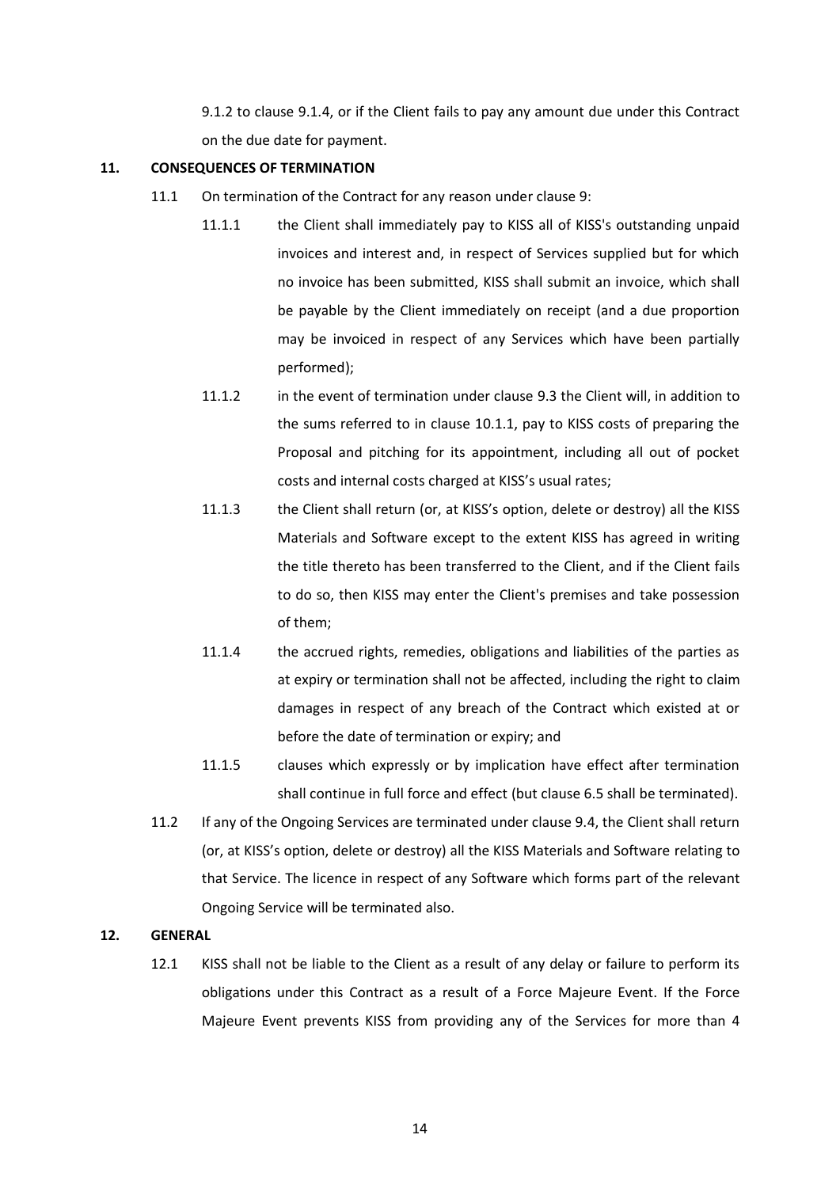9.1.2 to clause 9.1.4, or if the Client fails to pay any amount due under this Contract on the due date for payment.

## 11. CONSEQUENCES OF TERMINATION

11.1 On termination of the Contract for any reason under clause 9:

11.1.1 the Client shall immediately pay to KISS all of KISS's outstanding unpaid invoices and interest and, in respect of Services supplied but for which no invoice has been submitted, KISS shall submit an invoice, which shall be payable by the Client immediately on receipt (and a due proportion may be invoiced in respect of any Services which have been partially performed);

11.1.2 in the event of termination under clause 9.3 the Client will, in addition to the sums referred to in clause 10.1.1, pay to KISS costs of preparing the Proposal and pitching for its appointment, including all out of pocket costs and internal costs charged at KISS's usual rates;

11.1.3 the Client shall return (or, at KISS's option, delete or destroy) all the KISS Materials and Software except to the extent KISS has agreed in writing the title thereto has been transferred to the Client, and if the Client fails to do so, then KISS may enter the Client's premises and take possession of them;

11.1.4 the accrued rights, remedies, obligations and liabilities of the parties as at expiry or termination shall not be affected, including the right to claim damages in respect of any breach of the Contract which existed at or before the date of termination or expiry; and

11.1.5 clauses which expressly or by implication have effect after termination shall continue in full force and effect (but clause 6.5 shall be terminated).

11.2 If any of the Ongoing Services are terminated under clause 9.4, the Client shall return (or, at KISS's option, delete or destroy) all the KISS Materials and Software relating to that Service. The licence in respect of any Software which forms part of the relevant Ongoing Service will be terminated also.

## 12. GENERAL

12.1 KISS shall not be liable to the Client as a result of any delay or failure to perform its obligations under this Contract as a result of a Force Majeure Event. If the Force Majeure Event prevents KISS from providing any of the Services for more than 4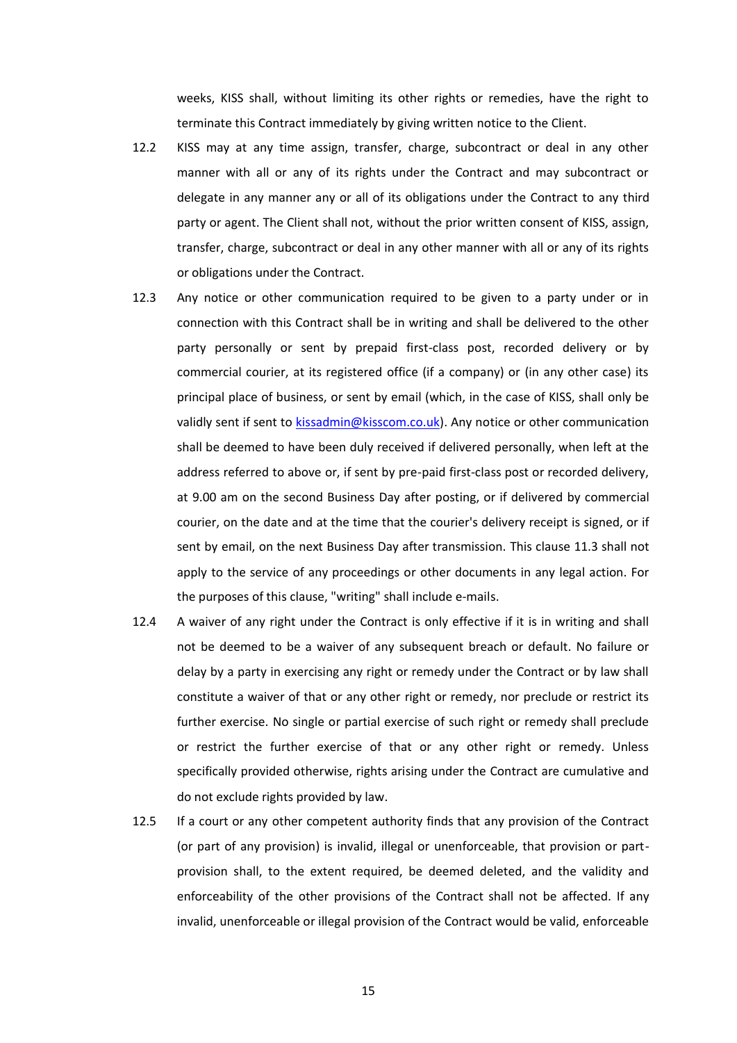weeks, KISS shall, without limiting its other rights or remedies, have the right to terminate this Contract immediately by giving written notice to the Client.

12.2 KISS may at any time assign, transfer, charge, subcontract or deal in any other manner with all or any of its rights under the Contract and may subcontract or delegate in any manner any or all of its obligations under the Contract to any third party or agent. The Client shall not, without the prior written consent of KISS, assign, transfer, charge, subcontract or deal in any other manner with all or any of its rights or obligations under the Contract.

12.3 Any notice or other communication required to be given to a party under or in connection with this Contract shall be in writing and shall be delivered to the other party personally or sent by prepaid first-class post, recorded delivery or by commercial courier, at its registered office (if a company) or (in any other case) its principal place of business, or sent by email (which, in the case of KISS, shall only be validly sent if sent to [kissadmin@kisscom.co.uk](mailto:kissadmin@kisscom.co.uk)). Any notice or other communication shall be deemed to have been duly received if delivered personally, when left at the address referred to above or, if sent by pre-paid first-class post or recorded delivery, at 9.00 am on the second Business Day after posting, or if delivered by commercial courier, on the date and at the time that the courier's delivery receipt is signed, or if sent by email, on the next Business Day after transmission. This clause 11.3 shall not apply to the service of any proceedings or other documents in any legal action. For the purposes of this clause, "writing" shall include e-mails.

12.4 A waiver of any right under the Contract is only effective if it is in writing and shall not be deemed to be a waiver of any subsequent breach or default. No failure or delay by a party in exercising any right or remedy under the Contract or by law shall constitute a waiver of that or any other right or remedy, nor preclude or restrict its further exercise. No single or partial exercise of such right or remedy shall preclude or restrict the further exercise of that or any other right or remedy. Unless specifically provided otherwise, rights arising under the Contract are cumulative and do not exclude rights provided by law.

12.5 If a court or any other competent authority finds that any provision of the Contract (or part of any provision) is invalid, illegal or unenforceable, that provision or part-provision shall, to the extent required, be deemed deleted, and the validity and enforceability of the other provisions of the Contract shall not be affected. If any invalid, unenforceable or illegal provision of the Contract would be valid, enforceable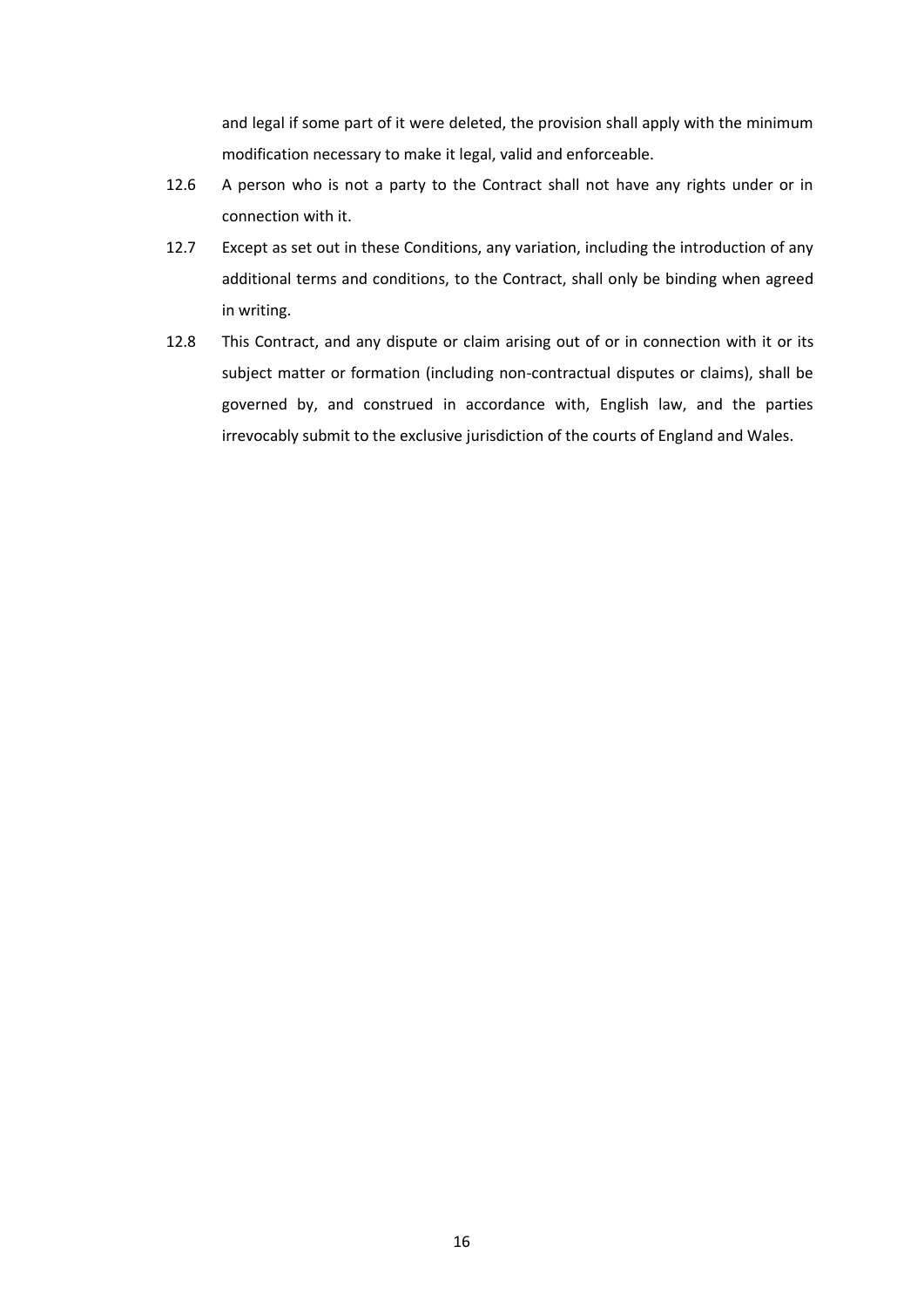and legal if some part of it were deleted, the provision shall apply with the minimum modification necessary to make it legal, valid and enforceable.

12.6 A person who is not a party to the Contract shall not have any rights under or in connection with it.

12.7 Except as set out in these Conditions, any variation, including the introduction of any additional terms and conditions, to the Contract, shall only be binding when agreed in writing.

12.8 This Contract, and any dispute or claim arising out of or in connection with it or its subject matter or formation (including non-contractual disputes or claims), shall be governed by, and construed in accordance with, English law, and the parties irrevocably submit to the exclusive jurisdiction of the courts of England and Wales.